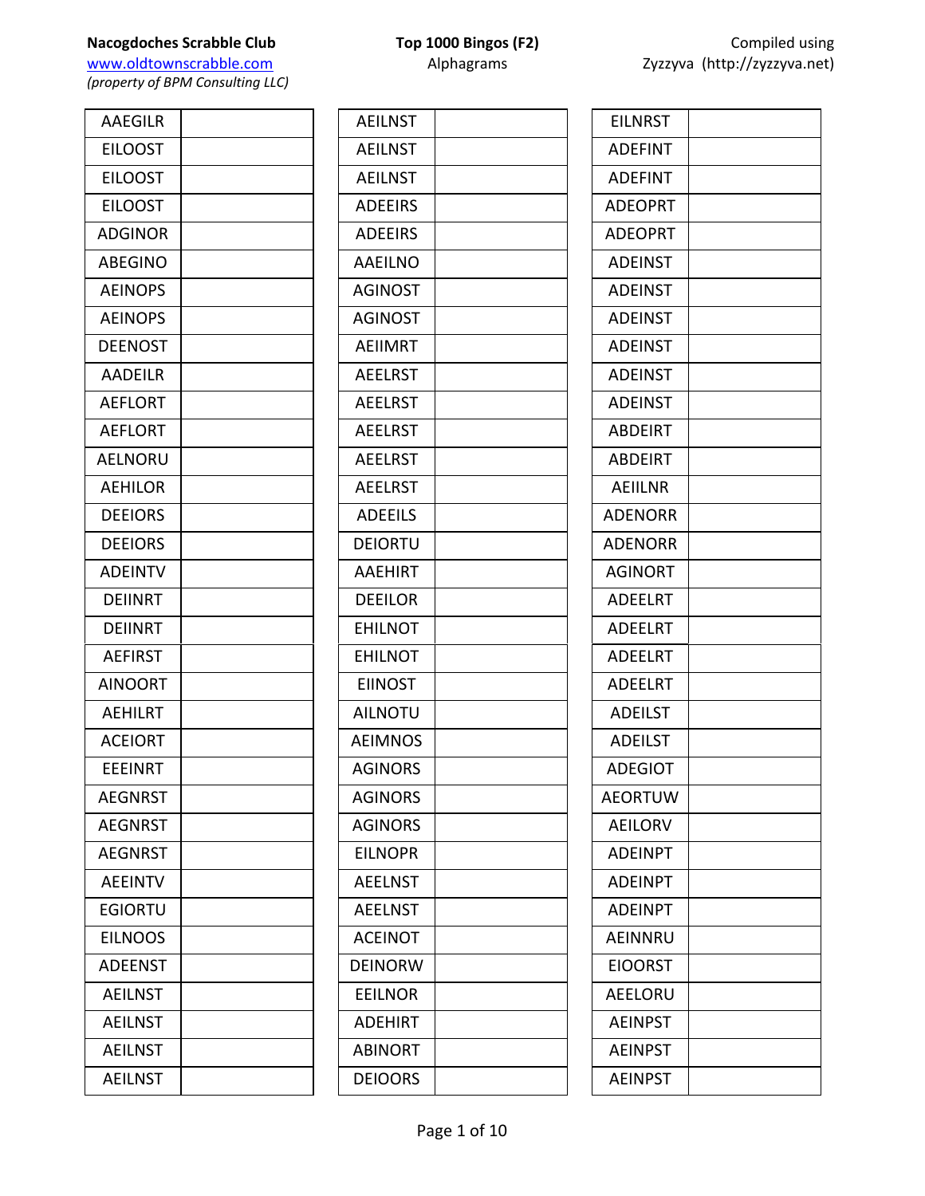**Nacogdoches Scrabble Club**
www.oldtownscrabble.com
*(property of BPM Consulting LLC)*

**Top 1000 Bingos (F2)**
Alphagrams

Compiled using
Zyzzyva (http://zyzzyva.net)

| | |
|---|---|
| AAEGILR | |
| EILOOST | |
| EILOOST | |
| EILOOST | |
| ADGINOR | |
| ABEGINO | |
| AEINOPS | |
| AEINOPS | |
| DEENOST | |
| AADEILR | |
| AEFLORT | |
| AEFLORT | |
| AELNORU | |
| AEHILOR | |
| DEEIORS | |
| DEEIORS | |
| ADEINTV | |
| DEIINRT | |
| DEIINRT | |
| AEFIRST | |
| AINOORT | |
| AEHILRT | |
| ACEIORT | |
| EEEINRT | |
| AEGNRST | |
| AEGNRST | |
| AEGNRST | |
| AEEINTV | |
| EGIORTU | |
| EILNOOS | |
| ADEENST | |
| AEILNST | |
| AEILNST | |
| AEILNST | |
| AEILNST | |

| | |
|---|---|
| AEILNST | |
| AEILNST | |
| AEILNST | |
| ADEEIRS | |
| ADEEIRS | |
| AAEILNO | |
| AGINOST | |
| AGINOST | |
| AEIIMRT | |
| AEELRST | |
| AEELRST | |
| AEELRST | |
| AEELRST | |
| AEELRST | |
| ADEEILS | |
| DEIORTU | |
| AAEHIRT | |
| DEEILOR | |
| EHILNOT | |
| EHILNOT | |
| EIINOST | |
| AILNOTU | |
| AEIMNOS | |
| AGINORS | |
| AGINORS | |
| AGINORS | |
| EILNOPR | |
| AEELNST | |
| AEELNST | |
| ACEINOT | |
| DEINORW | |
| EEILNOR | |
| ADEHIRT | |
| ABINORT | |
| DEIOORS | |

| | |
|---|---|
| EILNRST | |
| ADEFINT | |
| ADEFINT | |
| ADEOPRT | |
| ADEOPRT | |
| ADEINST | |
| ADEINST | |
| ADEINST | |
| ADEINST | |
| ADEINST | |
| ADEINST | |
| ABDEIRT | |
| ABDEIRT | |
| AEIILNR | |
| ADENORR | |
| ADENORR | |
| AGINORT | |
| ADEELRT | |
| ADEELRT | |
| ADEELRT | |
| ADEELRT | |
| ADEILST | |
| ADEILST | |
| ADEGIOT | |
| AEORTUW | |
| AEILORV | |
| ADEINPT | |
| ADEINPT | |
| ADEINPT | |
| AEINNRU | |
| EIOORST | |
| AEELORU | |
| AEINPST | |
| AEINPST | |
| AEINPST | |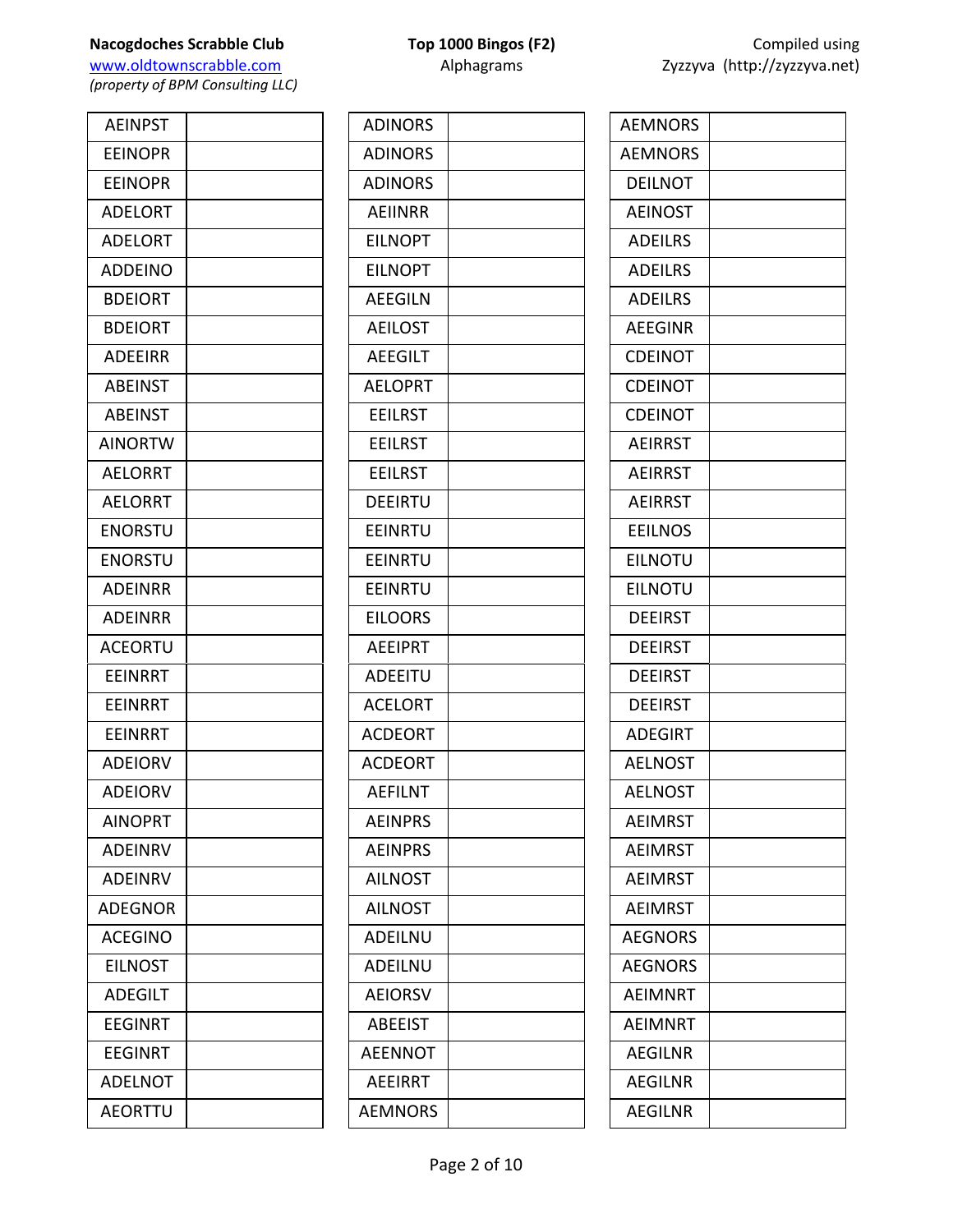| AEINPST | |
|---|---|
| EEINOPR | |
| EEINOPR | |
| ADELORT | |
| ADELORT | |
| ADDEINO | |
| BDEIORT | |
| BDEIORT | |
| ADEEIRR | |
| ABEINST | |
| ABEINST | |
| AINORTW | |
| AELORRT | |
| AELORRT | |
| ENORSTU | |
| ENORSTU | |
| ADEINRR | |
| ADEINRR | |
| ACEORTU | |
| EEINRRT | |
| EEINRRT | |
| EEINRRT | |
| ADEIORV | |
| ADEIORV | |
| AINOPRT | |
| ADEINRV | |
| ADEINRV | |
| ADEGNOR | |
| ACEGINO | |
| EILNOST | |
| ADEGILT | |
| EEGINRT | |
| EEGINRT | |
| ADELNOT | |
| AEORTTU | |

| ADINORS | |
|---|---|
| ADINORS | |
| ADINORS | |
| AEIINRR | |
| EILNOPT | |
| EILNOPT | |
| AEEGILN | |
| AEILOST | |
| AEEGILT | |
| AELOPRT | |
| EEILRST | |
| EEILRST | |
| EEILRST | |
| DEEIRTU | |
| EEINRTU | |
| EEINRTU | |
| EEINRTU | |
| EILOORS | |
| AEEIPRT | |
| ADEEITU | |
| ACELORT | |
| ACDEORT | |
| ACDEORT | |
| AEFILNT | |
| AEINPRS | |
| AEINPRS | |
| AILNOST | |
| AILNOST | |
| ADEILNU | |
| ADEILNU | |
| AEIORSV | |
| ABEEIST | |
| AEENNOT | |
| AEEIRRT | |
| AEMNORS | |

| AEMNORS | |
|---|---|
| AEMNORS | |
| DEILNOT | |
| AEINOST | |
| ADEILRS | |
| ADEILRS | |
| ADEILRS | |
| AEEGINR | |
| CDEINOT | |
| CDEINOT | |
| CDEINOT | |
| AEIRRST | |
| AEIRRST | |
| AEIRRST | |
| EEILNOS | |
| EILNOTU | |
| EILNOTU | |
| DEEIRST | |
| DEEIRST | |
| DEEIRST | |
| DEEIRST | |
| ADEGIRT | |
| AELNOST | |
| AELNOST | |
| AEIMRST | |
| AEIMRST | |
| AEIMRST | |
| AEIMRST | |
| AEGNORS | |
| AEGNORS | |
| AEIMNRT | |
| AEIMNRT | |
| AEGILNR | |
| AEGILNR | |
| AEGILNR | |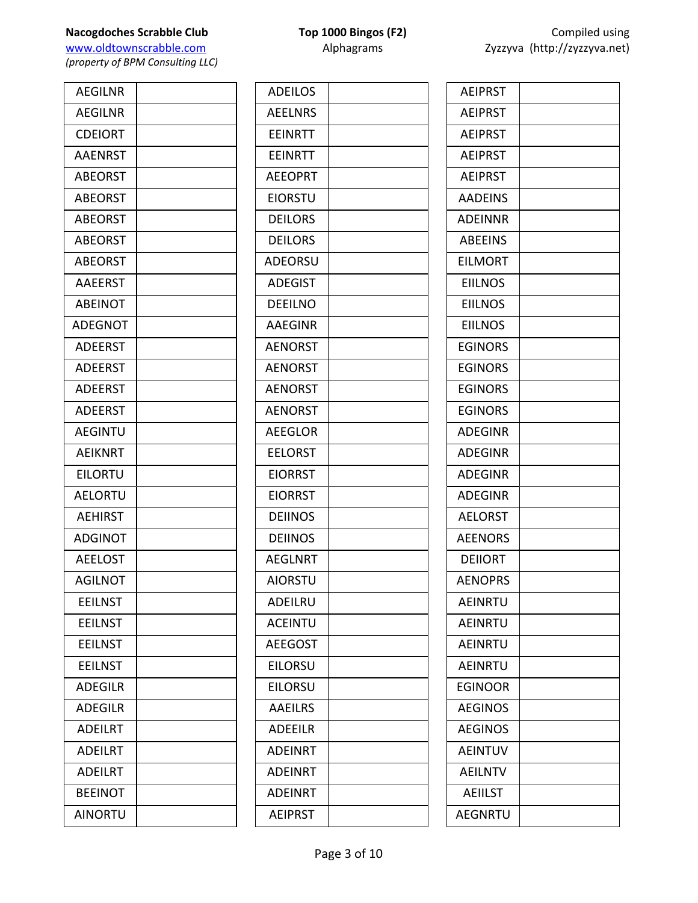**Nacogdoches Scrabble Club**
www.oldtownscrabble.com
*(property of BPM Consulting LLC)*

**Top 1000 Bingos (F2)**
Alphagrams

Compiled using
Zyzzyva (http://zyzzyva.net)

| Alphagram | |
|---|---|
| AEGILNR | |
| AEGILNR | |
| CDEIORT | |
| AAENRST | |
| ABEORST | |
| ABEORST | |
| ABEORST | |
| ABEORST | |
| ABEORST | |
| AAEERST | |
| ABEINOT | |
| ADEGNOT | |
| ADEERST | |
| ADEERST | |
| ADEERST | |
| ADEERST | |
| AEGINTU | |
| AEIKNRT | |
| EILORTU | |
| AELORTU | |
| AEHIRST | |
| ADGINOT | |
| AEELOST | |
| AGILNOT | |
| EEILNST | |
| EEILNST | |
| EEILNST | |
| EEILNST | |
| ADEGILR | |
| ADEGILR | |
| ADEILRT | |
| ADEILRT | |
| ADEILRT | |
| BEEINOT | |
| AINORTU | |

| Alphagram | |
|---|---|
| ADEILOS | |
| AEELNRS | |
| EEINRTT | |
| EEINRTT | |
| AEEOPRT | |
| EIORSTU | |
| DEILORS | |
| DEILORS | |
| ADEORSU | |
| ADEGIST | |
| DEEILNO | |
| AAEGINR | |
| AENORST | |
| AENORST | |
| AENORST | |
| AENORST | |
| AEEGLOR | |
| EELORST | |
| EIORRST | |
| EIORRST | |
| DEIINOS | |
| DEIINOS | |
| AEGLNRT | |
| AIORSTU | |
| ADEILRU | |
| ACEINTU | |
| AEEGOST | |
| EILORSU | |
| EILORSU | |
| AAEILRS | |
| ADEEILR | |
| ADEINRT | |
| ADEINRT | |
| ADEINRT | |
| AEIPRST | |

| Alphagram | |
|---|---|
| AEIPRST | |
| AEIPRST | |
| AEIPRST | |
| AEIPRST | |
| AEIPRST | |
| AADEINS | |
| ADEINNR | |
| ABEEINS | |
| EILMORT | |
| EIILNOS | |
| EIILNOS | |
| EIILNOS | |
| EGINORS | |
| EGINORS | |
| EGINORS | |
| EGINORS | |
| ADEGINR | |
| ADEGINR | |
| ADEGINR | |
| ADEGINR | |
| AELORST | |
| AEENORS | |
| DEIIORT | |
| AENOPRS | |
| AEINRTU | |
| AEINRTU | |
| AEINRTU | |
| AEINRTU | |
| EGINOOR | |
| AEGINOS | |
| AEGINOS | |
| AEINTUV | |
| AEILNTV | |
| AEIILST | |
| AEGNRTU | |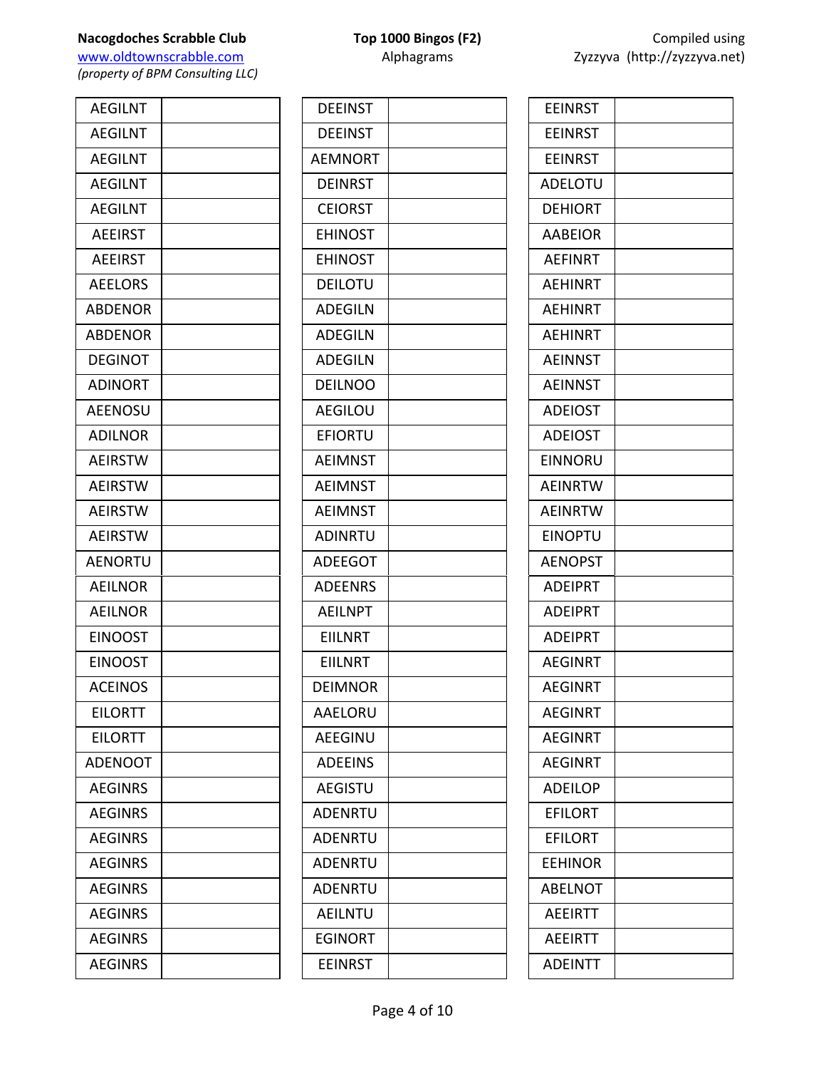**Nacogdoches Scrabble Club**
www.oldtownscrabble.com
*(property of BPM Consulting LLC)*

**Top 1000 Bingos (F2)**
Alphagrams

Compiled using
Zyzzyva (http://zyzzyva.net)

| Alphagram | |
|---|---|
| AEGILNT | |
| AEGILNT | |
| AEGILNT | |
| AEGILNT | |
| AEGILNT | |
| AEEIRST | |
| AEEIRST | |
| AEELORS | |
| ABDENOR | |
| ABDENOR | |
| DEGINOT | |
| ADINORT | |
| AEENOSU | |
| ADILNOR | |
| AEIRSTW | |
| AEIRSTW | |
| AEIRSTW | |
| AEIRSTW | |
| AENORTU | |
| AEILNOR | |
| AEILNOR | |
| EINOOST | |
| EINOOST | |
| ACEINOS | |
| EILORTT | |
| EILORTT | |
| ADENOOT | |
| AEGINRS | |
| AEGINRS | |
| AEGINRS | |
| AEGINRS | |
| AEGINRS | |
| AEGINRS | |
| AEGINRS | |
| AEGINRS | |

| Alphagram | |
|---|---|
| DEEINST | |
| DEEINST | |
| AEMNORT | |
| DEINRST | |
| CEIORST | |
| EHINOST | |
| EHINOST | |
| DEILOTU | |
| ADEGILN | |
| ADEGILN | |
| ADEGILN | |
| DEILNOO | |
| AEGILOU | |
| EFIORTU | |
| AEIMNST | |
| AEIMNST | |
| AEIMNST | |
| ADINRTU | |
| ADEEGOT | |
| ADEENRS | |
| AEILNPT | |
| EIILNRT | |
| EIILNRT | |
| DEIMNOR | |
| AAELORU | |
| AEEGINU | |
| ADEEINS | |
| AEGISTU | |
| ADENRTU | |
| ADENRTU | |
| ADENRTU | |
| ADENRTU | |
| AEILNTU | |
| EGINORT | |
| EEINRST | |

| Alphagram | |
|---|---|
| EEINRST | |
| EEINRST | |
| EEINRST | |
| ADELOTU | |
| DEHIORT | |
| AABEIOR | |
| AEFINRT | |
| AEHINRT | |
| AEHINRT | |
| AEHINRT | |
| AEINNST | |
| AEINNST | |
| ADEIOST | |
| ADEIOST | |
| EINNORU | |
| AEINRTW | |
| AEINRTW | |
| EINOPTU | |
| AENOPST | |
| ADEIPRT | |
| ADEIPRT | |
| ADEIPRT | |
| AEGINRT | |
| AEGINRT | |
| AEGINRT | |
| AEGINRT | |
| AEGINRT | |
| ADEILOP | |
| EFILORT | |
| EFILORT | |
| EEHINOR | |
| ABELNOT | |
| AEEIRTT | |
| AEEIRTT | |
| ADEINTT | |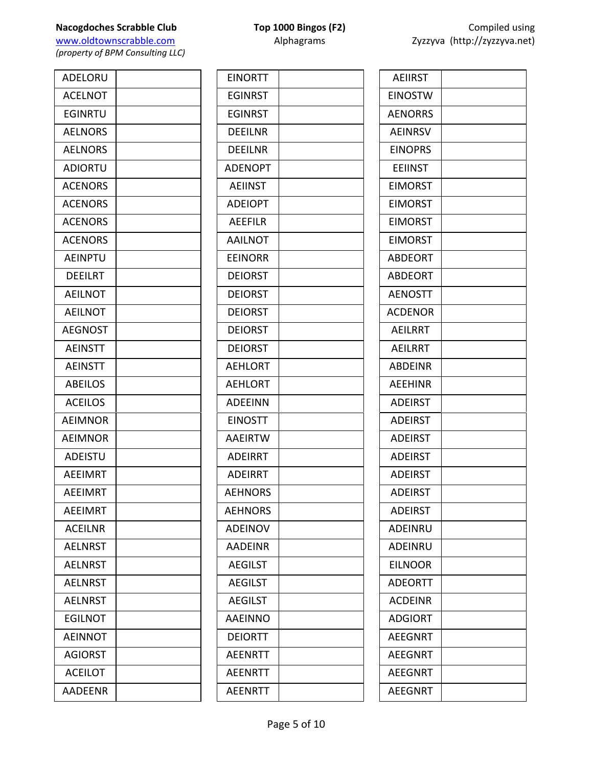**Nacogdoches Scrabble Club**
www.oldtownscrabble.com
*(property of BPM Consulting LLC)*

**Top 1000 Bingos (F2)**
Alphagrams

Compiled using
Zyzzyva (http://zyzzyva.net)

| | |
|---|---|
| ADELORU | |
| ACELNOT | |
| EGINRTU | |
| AELNORS | |
| AELNORS | |
| ADIORTU | |
| ACENORS | |
| ACENORS | |
| ACENORS | |
| ACENORS | |
| AEINPTU | |
| DEEILRT | |
| AEILNOT | |
| AEILNOT | |
| AEGNOST | |
| AEINSTT | |
| AEINSTT | |
| ABEILOS | |
| ACEILOS | |
| AEIMNOR | |
| AEIMNOR | |
| ADEISTU | |
| AEEIMRT | |
| AEEIMRT | |
| AEEIMRT | |
| ACEILNR | |
| AELNRST | |
| AELNRST | |
| AELNRST | |
| AELNRST | |
| EGILNOT | |
| AEINNOT | |
| AGIORST | |
| ACEILOT | |
| AADEENR | |

| | |
|---|---|
| EINORTT | |
| EGINRST | |
| EGINRST | |
| DEEILNR | |
| DEEILNR | |
| ADENOPT | |
| AEIINST | |
| ADEIOPT | |
| AEEFILR | |
| AAILNOT | |
| EEINORR | |
| DEIORST | |
| DEIORST | |
| DEIORST | |
| DEIORST | |
| DEIORST | |
| AEHLORT | |
| AEHLORT | |
| ADEEINN | |
| EINOSTT | |
| AAEIRTW | |
| ADEIRRT | |
| ADEIRRT | |
| AEHNORS | |
| AEHNORS | |
| ADEINOV | |
| AADEINR | |
| AEGILST | |
| AEGILST | |
| AEGILST | |
| AAEINNO | |
| DEIORTT | |
| AEENRTT | |
| AEENRTT | |
| AEENRTT | |

| | |
|---|---|
| AEIIRST | |
| EINOSTW | |
| AENORRS | |
| AEINRSV | |
| EINOPRS | |
| EEIINST | |
| EIMORST | |
| EIMORST | |
| EIMORST | |
| EIMORST | |
| ABDEORT | |
| ABDEORT | |
| AENOSTT | |
| ACDENOR | |
| AEILRRT | |
| AEILRRT | |
| ABDEINR | |
| AEEHINR | |
| ADEIRST | |
| ADEIRST | |
| ADEIRST | |
| ADEIRST | |
| ADEIRST | |
| ADEIRST | |
| ADEIRST | |
| ADEINRU | |
| ADEINRU | |
| EILNOOR | |
| ADEORTT | |
| ACDEINR | |
| ADGIORT | |
| AEEGNRT | |
| AEEGNRT | |
| AEEGNRT | |
| AEEGNRT | |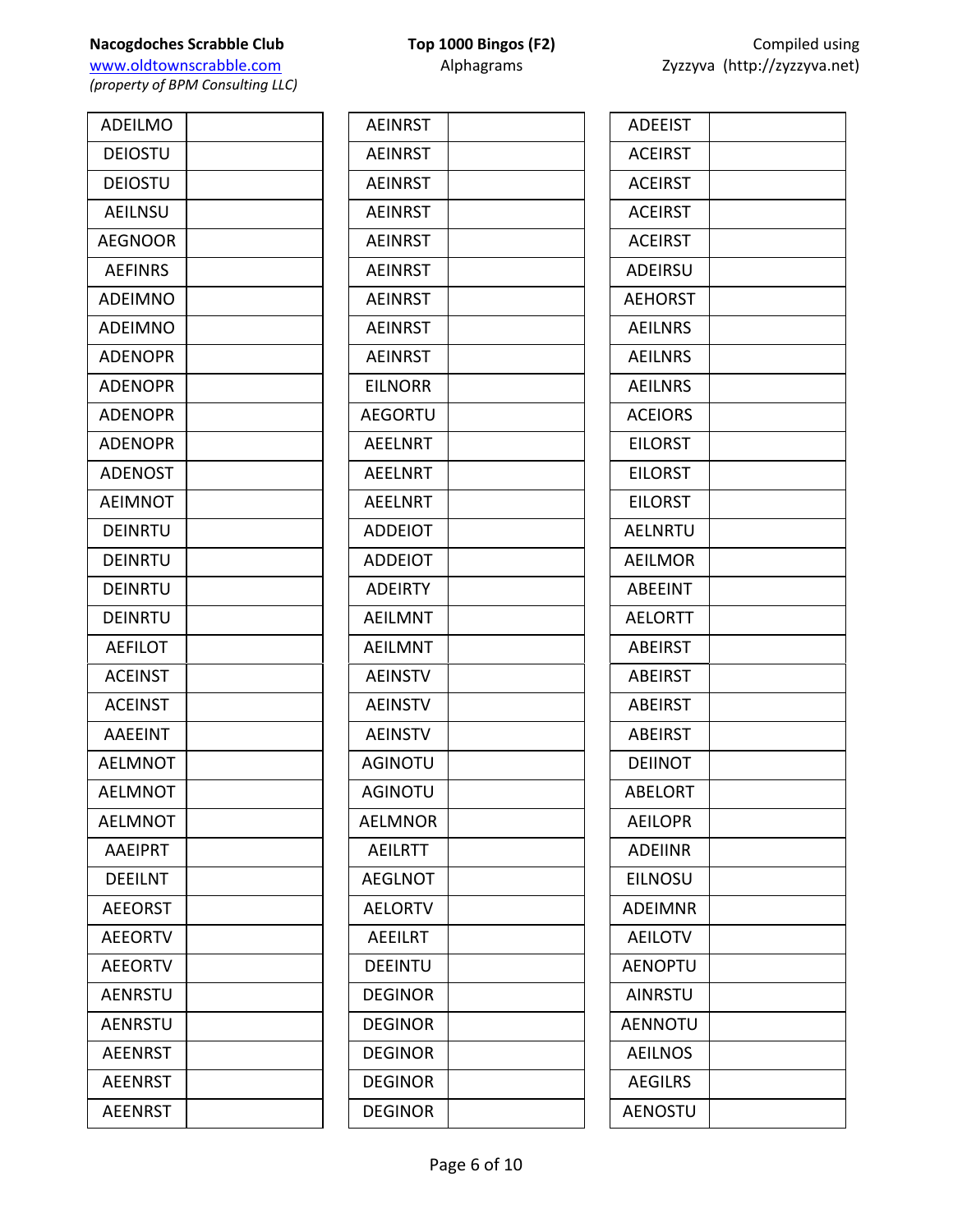**Nacogdoches Scrabble Club**
www.oldtownscrabble.com
*(property of BPM Consulting LLC)*

**Top 1000 Bingos (F2)**
Alphagrams

Compiled using
Zyzzyva (http://zyzzyva.net)

| Alphagram | |
|---|---|
| ADEILMO | |
| DEIOSTU | |
| DEIOSTU | |
| AEILNSU | |
| AEGNOOR | |
| AEFINRS | |
| ADEIMNO | |
| ADEIMNO | |
| ADENOPR | |
| ADENOPR | |
| ADENOPR | |
| ADENOPR | |
| ADENOST | |
| AEIMNOT | |
| DEINRTU | |
| DEINRTU | |
| DEINRTU | |
| DEINRTU | |
| AEFILOT | |
| ACEINST | |
| ACEINST | |
| AAEEINT | |
| AELMNOT | |
| AELMNOT | |
| AELMNOT | |
| AAEIPRT | |
| DEEILNT | |
| AEEORST | |
| AEEORTV | |
| AEEORTV | |
| AENRSTU | |
| AENRSTU | |
| AEENRST | |
| AEENRST | |
| AEENRST | |

| Alphagram | |
|---|---|
| AEINRST | |
| AEINRST | |
| AEINRST | |
| AEINRST | |
| AEINRST | |
| AEINRST | |
| AEINRST | |
| AEINRST | |
| AEINRST | |
| EILNORR | |
| AEGORTU | |
| AEELNRT | |
| AEELNRT | |
| AEELNRT | |
| ADDEIOT | |
| ADDEIOT | |
| ADEIRTY | |
| AEILMNT | |
| AEILMNT | |
| AEINSTV | |
| AEINSTV | |
| AEINSTV | |
| AGINOTU | |
| AGINOTU | |
| AELMNOR | |
| AEILRTT | |
| AEGLNOT | |
| AELORTV | |
| AEEILRT | |
| DEEINTU | |
| DEGINOR | |
| DEGINOR | |
| DEGINOR | |
| DEGINOR | |
| DEGINOR | |

| Alphagram | |
|---|---|
| ADEEIST | |
| ACEIRST | |
| ACEIRST | |
| ACEIRST | |
| ACEIRST | |
| ADEIRSU | |
| AEHORST | |
| AEILNRS | |
| AEILNRS | |
| AEILNRS | |
| ACEIORS | |
| EILORST | |
| EILORST | |
| EILORST | |
| AELNRTU | |
| AEILMOR | |
| ABEEINT | |
| AELORTT | |
| ABEIRST | |
| ABEIRST | |
| ABEIRST | |
| ABEIRST | |
| DEIINOT | |
| ABELORT | |
| AEILOPR | |
| ADEIINR | |
| EILNOSU | |
| ADEIMNR | |
| AEILOTV | |
| AENOPTU | |
| AINRSTU | |
| AENNOTU | |
| AEILNOS | |
| AEGILRS | |
| AENOSTU | |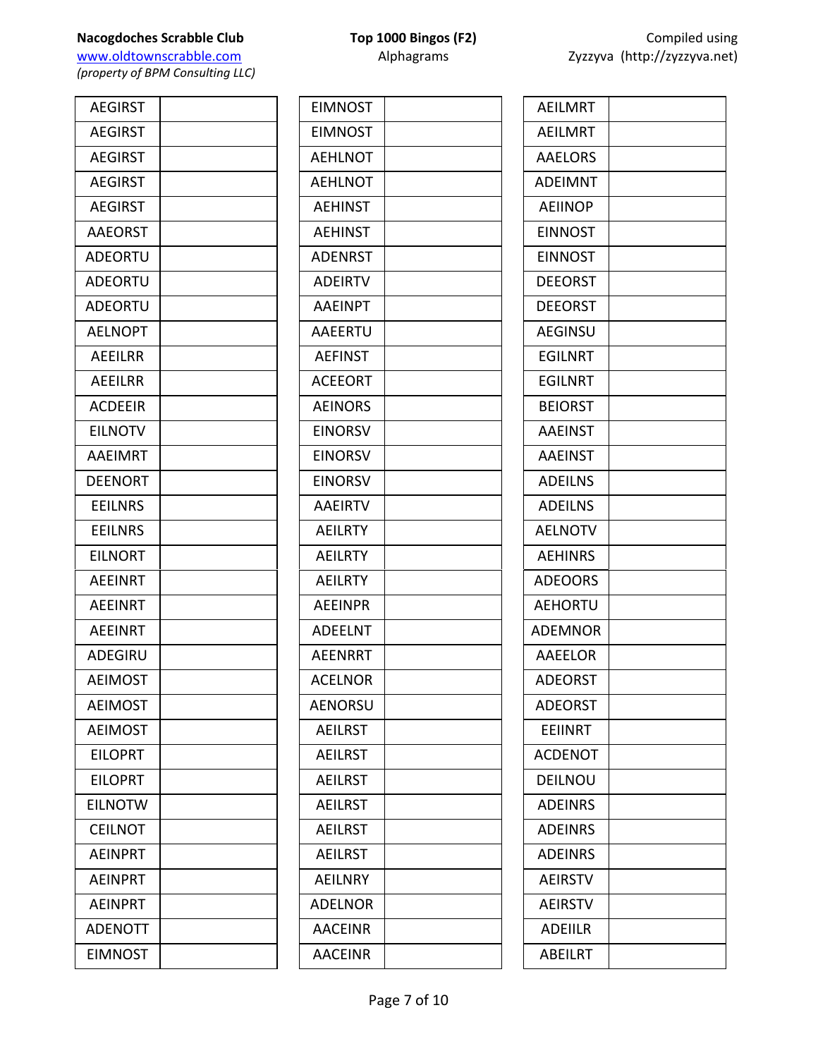| | |
|---|---|
| AEGIRST | |
| AEGIRST | |
| AEGIRST | |
| AEGIRST | |
| AEGIRST | |
| AAEORST | |
| ADEORTU | |
| ADEORTU | |
| ADEORTU | |
| AELNOPT | |
| AEEILRR | |
| AEEILRR | |
| ACDEEIR | |
| EILNOTV | |
| AAEIMRT | |
| DEENORT | |
| EEILNRS | |
| EEILNRS | |
| EILNORT | |
| AEEINRT | |
| AEEINRT | |
| AEEINRT | |
| ADEGIRU | |
| AEIMOST | |
| AEIMOST | |
| AEIMOST | |
| EILOPRT | |
| EILOPRT | |
| EILNOTW | |
| CEILNOT | |
| AEINPRT | |
| AEINPRT | |
| AEINPRT | |
| ADENOTT | |
| EIMNOST | |

| | |
|---|---|
| EIMNOST | |
| EIMNOST | |
| AEHLNOT | |
| AEHLNOT | |
| AEHINST | |
| AEHINST | |
| ADENRST | |
| ADEIRTV | |
| AAEINPT | |
| AAEERTU | |
| AEFINST | |
| ACEEORT | |
| AEINORS | |
| EINORSV | |
| EINORSV | |
| EINORSV | |
| AAEIRTV | |
| AEILRTY | |
| AEILRTY | |
| AEILRTY | |
| AEEINPR | |
| ADEELNT | |
| AEENRRT | |
| ACELNOR | |
| AENORSU | |
| AEILRST | |
| AEILRST | |
| AEILRST | |
| AEILRST | |
| AEILRST | |
| AEILRST | |
| AEILNRY | |
| ADELNOR | |
| AACEINR | |
| AACEINR | |

| | |
|---|---|
| AEILMRT | |
| AEILMRT | |
| AAELORS | |
| ADEIMNT | |
| AEIINOP | |
| EINNOST | |
| EINNOST | |
| DEEORST | |
| DEEORST | |
| AEGINSU | |
| EGILNRT | |
| EGILNRT | |
| BEIORST | |
| AAEINST | |
| AAEINST | |
| ADEILNS | |
| ADEILNS | |
| AELNOTV | |
| AEHINRS | |
| ADEOORS | |
| AEHORTU | |
| ADEMNOR | |
| AAEELOR | |
| ADEORST | |
| ADEORST | |
| EEIINRT | |
| ACDENOT | |
| DEILNOU | |
| ADEINRS | |
| ADEINRS | |
| ADEINRS | |
| AEIRSTV | |
| AEIRSTV | |
| ADEIILR | |
| ABEILRT | |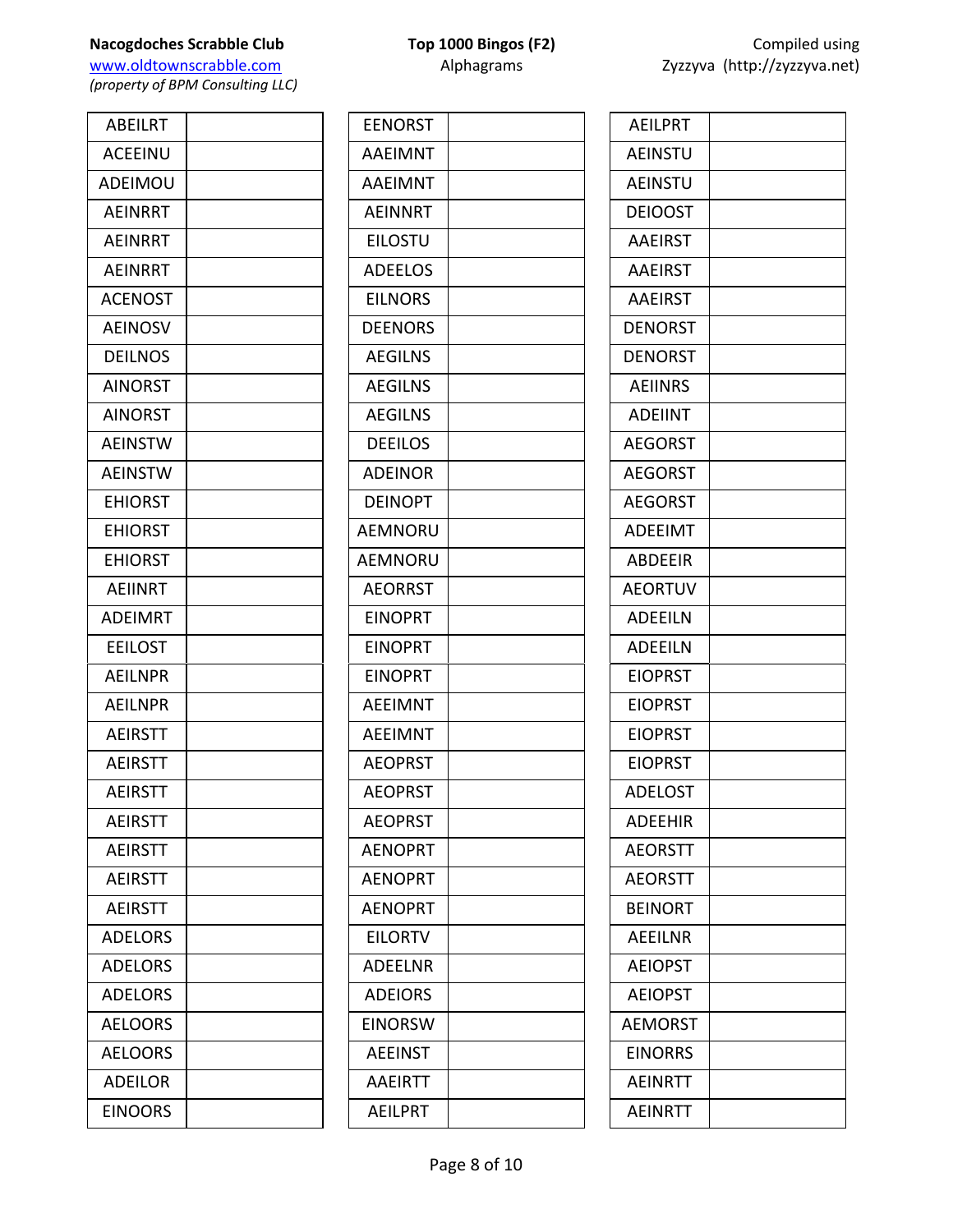**Nacogdoches Scrabble Club**
www.oldtownscrabble.com
*(property of BPM Consulting LLC)*

**Top 1000 Bingos (F2)**
Alphagrams

Compiled using
Zyzzyva (http://zyzzyva.net)

| Alphagram | |
|---|---|
| ABEILRT | |
| ACEEINU | |
| ADEIMOU | |
| AEINRRT | |
| AEINRRT | |
| AEINRRT | |
| ACENOST | |
| AEINOSV | |
| DEILNOS | |
| AINORST | |
| AINORST | |
| AEINSTW | |
| AEINSTW | |
| EHIORST | |
| EHIORST | |
| EHIORST | |
| AEIINRT | |
| ADEIMRT | |
| EEILOST | |
| AEILNPR | |
| AEILNPR | |
| AEIRSTT | |
| AEIRSTT | |
| AEIRSTT | |
| AEIRSTT | |
| AEIRSTT | |
| AEIRSTT | |
| AEIRSTT | |
| ADELORS | |
| ADELORS | |
| ADELORS | |
| AELOORS | |
| AELOORS | |
| ADEILOR | |
| EINOORS | |

| Alphagram | |
|---|---|
| EENORST | |
| AAEIMNT | |
| AAEIMNT | |
| AEINNRT | |
| EILOSTU | |
| ADEELOS | |
| EILNORS | |
| DEENORS | |
| AEGILNS | |
| AEGILNS | |
| AEGILNS | |
| DEEILOS | |
| ADEINOR | |
| DEINOPT | |
| AEMNORU | |
| AEMNORU | |
| AEORRST | |
| EINOPRT | |
| EINOPRT | |
| EINOPRT | |
| AEEIMNT | |
| AEEIMNT | |
| AEOPRST | |
| AEOPRST | |
| AEOPRST | |
| AENOPRT | |
| AENOPRT | |
| AENOPRT | |
| EILORTV | |
| ADEELNR | |
| ADEIORS | |
| EINORSW | |
| AEEINST | |
| AAEIRTT | |
| AEILPRT | |

| Alphagram | |
|---|---|
| AEILPRT | |
| AEINSTU | |
| AEINSTU | |
| DEIOOST | |
| AAEIRST | |
| AAEIRST | |
| AAEIRST | |
| DENORST | |
| DENORST | |
| AEIINRS | |
| ADEIINT | |
| AEGORST | |
| AEGORST | |
| AEGORST | |
| ADEEIMT | |
| ABDEEIR | |
| AEORTUV | |
| ADEEILN | |
| ADEEILN | |
| EIOPRST | |
| EIOPRST | |
| EIOPRST | |
| EIOPRST | |
| ADELOST | |
| ADEEHIR | |
| AEORSTT | |
| AEORSTT | |
| BEINORT | |
| AEEILNR | |
| AEIOPST | |
| AEIOPST | |
| AEMORST | |
| EINORRS | |
| AEINRTT | |
| AEINRTT | |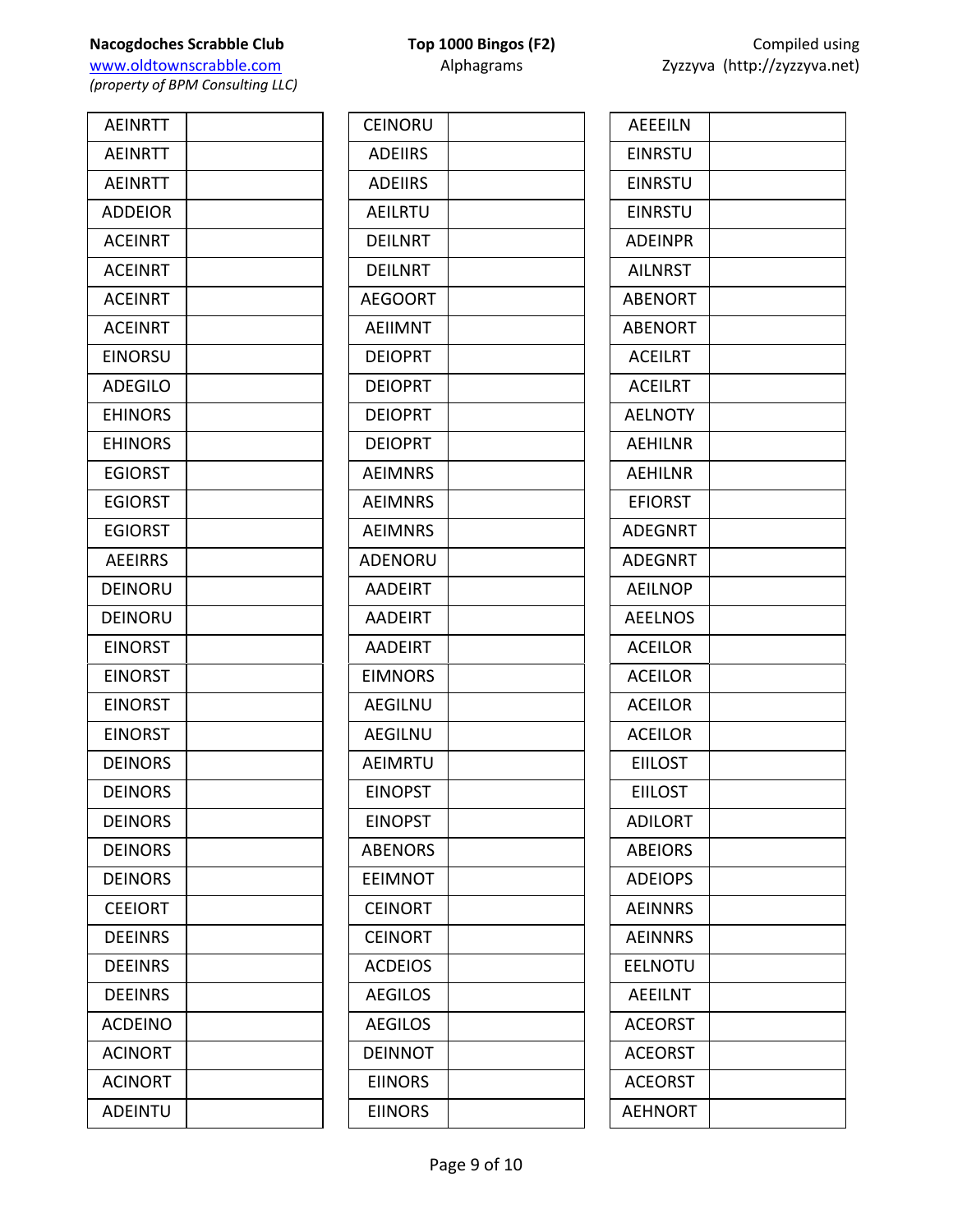**Nacogdoches Scrabble Club**
www.oldtownscrabble.com
*(property of BPM Consulting LLC)*

**Top 1000 Bingos (F2)**
Alphagrams

Compiled using
Zyzzyva (http://zyzzyva.net)

| | |
|---|---|
| AEINRTT | |
| AEINRTT | |
| AEINRTT | |
| ADDEIOR | |
| ACEINRT | |
| ACEINRT | |
| ACEINRT | |
| ACEINRT | |
| EINORSU | |
| ADEGILO | |
| EHINORS | |
| EHINORS | |
| EGIORST | |
| EGIORST | |
| EGIORST | |
| AEEIRRS | |
| DEINORU | |
| DEINORU | |
| EINORST | |
| EINORST | |
| EINORST | |
| EINORST | |
| DEINORS | |
| DEINORS | |
| DEINORS | |
| DEINORS | |
| DEINORS | |
| CEEIORT | |
| DEEINRS | |
| DEEINRS | |
| DEEINRS | |
| ACDEINO | |
| ACINORT | |
| ACINORT | |
| ADEINTU | |

| | |
|---|---|
| CEINORU | |
| ADEIIRS | |
| ADEIIRS | |
| AEILRTU | |
| DEILNRT | |
| DEILNRT | |
| AEGOORT | |
| AEIIMNT | |
| DEIOPRT | |
| DEIOPRT | |
| DEIOPRT | |
| DEIOPRT | |
| AEIMNRS | |
| AEIMNRS | |
| AEIMNRS | |
| ADENORU | |
| AADEIRT | |
| AADEIRT | |
| AADEIRT | |
| EIMNORS | |
| AEGILNU | |
| AEGILNU | |
| AEIMRTU | |
| EINOPST | |
| EINOPST | |
| ABENORS | |
| EEIMNOT | |
| CEINORT | |
| CEINORT | |
| ACDEIOS | |
| AEGILOS | |
| AEGILOS | |
| DEINNOT | |
| EIINORS | |
| EIINORS | |

| | |
|---|---|
| AEEEILN | |
| EINRSTU | |
| EINRSTU | |
| EINRSTU | |
| ADEINPR | |
| AILNRST | |
| ABENORT | |
| ABENORT | |
| ACEILRT | |
| ACEILRT | |
| AELNOTY | |
| AEHILNR | |
| AEHILNR | |
| EFIORST | |
| ADEGNRT | |
| ADEGNRT | |
| AEILNOP | |
| AEELNOS | |
| ACEILOR | |
| ACEILOR | |
| ACEILOR | |
| ACEILOR | |
| EIILOST | |
| EIILOST | |
| ADILORT | |
| ABEIORS | |
| ADEIOPS | |
| AEINNRS | |
| AEINNRS | |
| EELNOTU | |
| AEEILNT | |
| ACEORST | |
| ACEORST | |
| ACEORST | |
| AEHNORT | |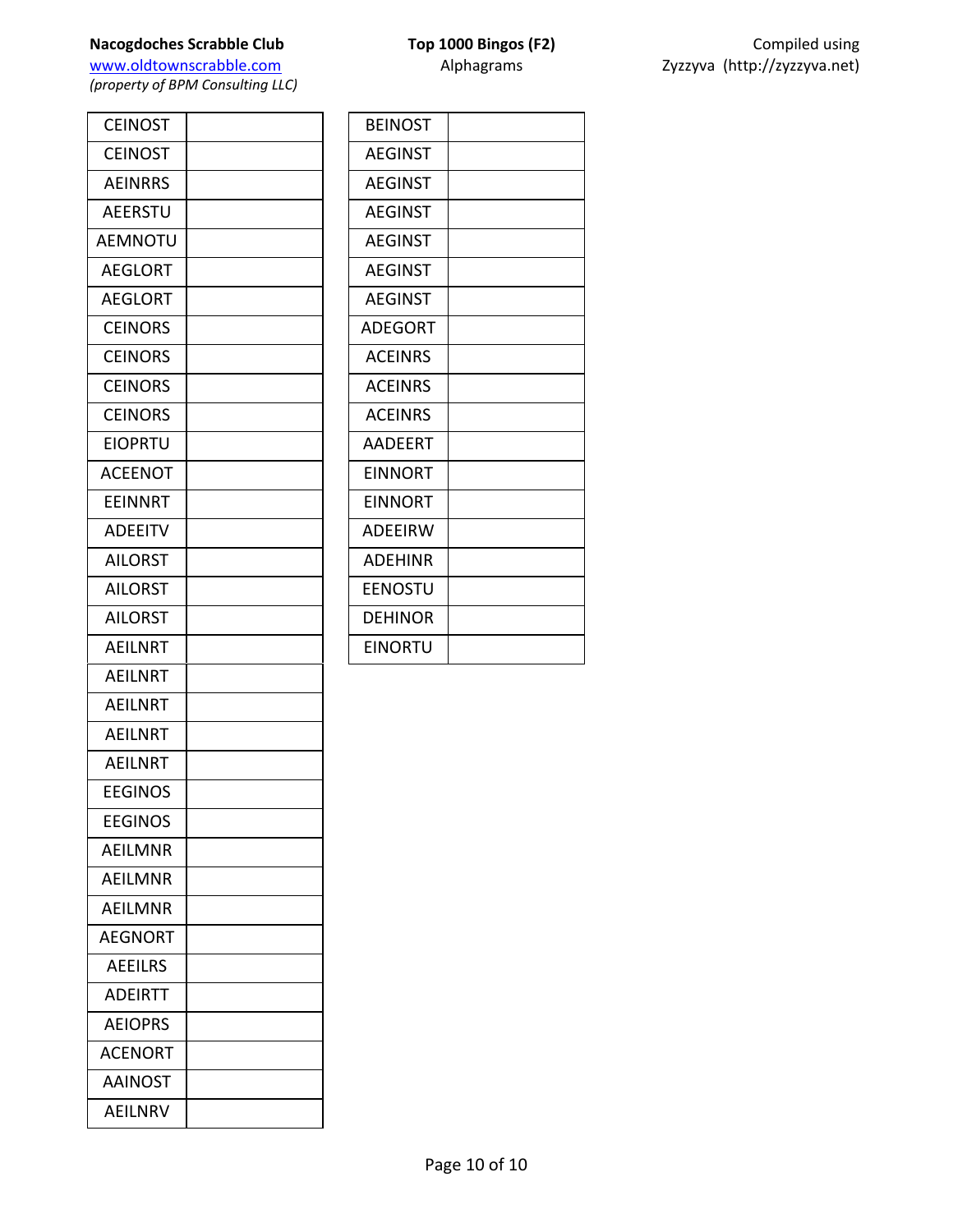| | |
|---|---|
| CEINOST | |
| CEINOST | |
| AEINRRS | |
| AEERSTU | |
| AEMNOTU | |
| AEGLORT | |
| AEGLORT | |
| CEINORS | |
| CEINORS | |
| CEINORS | |
| CEINORS | |
| EIOPRTU | |
| ACEENOT | |
| EEINNRT | |
| ADEEITV | |
| AILORST | |
| AILORST | |
| AILORST | |
| AEILNRT | |
| AEILNRT | |
| AEILNRT | |
| AEILNRT | |
| AEILNRT | |
| EEGINOS | |
| EEGINOS | |
| AEILMNR | |
| AEILMNR | |
| AEILMNR | |
| AEGNORT | |
| AEEILRS | |
| ADEIRTT | |
| AEIOPRS | |
| ACENORT | |
| AAINOST | |
| AEILNRV | |

| | |
|---|---|
| BEINOST | |
| AEGINST | |
| AEGINST | |
| AEGINST | |
| AEGINST | |
| AEGINST | |
| AEGINST | |
| ADEGORT | |
| ACEINRS | |
| ACEINRS | |
| ACEINRS | |
| AADEERT | |
| EINNORT | |
| EINNORT | |
| ADEEIRW | |
| ADEHINR | |
| EENOSTU | |
| DEHINOR | |
| EINORTU | |